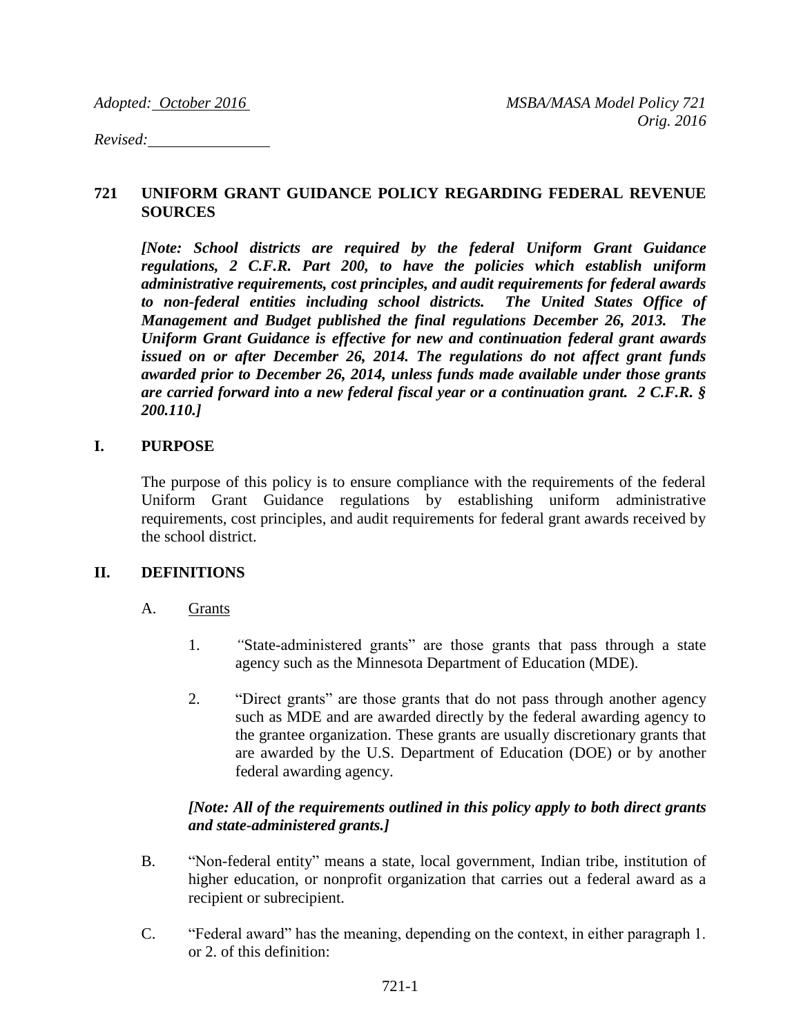*Adopted: October 2016* *MSBA/MASA Model Policy 721*
*Orig. 2016*

*Revised:*

## 721 UNIFORM GRANT GUIDANCE POLICY REGARDING FEDERAL REVENUE SOURCES

***[Note: School districts are required by the federal Uniform Grant Guidance regulations, 2 C.F.R. Part 200, to have the policies which establish uniform administrative requirements, cost principles, and audit requirements for federal awards to non-federal entities including school districts. The United States Office of Management and Budget published the final regulations December 26, 2013. The Uniform Grant Guidance is effective for new and continuation federal grant awards issued on or after December 26, 2014. The regulations do not affect grant funds awarded prior to December 26, 2014, unless funds made available under those grants are carried forward into a new federal fiscal year or a continuation grant. 2 C.F.R. § 200.110.]***

## I. PURPOSE

The purpose of this policy is to ensure compliance with the requirements of the federal Uniform Grant Guidance regulations by establishing uniform administrative requirements, cost principles, and audit requirements for federal grant awards received by the school district.

## II. DEFINITIONS

A. Grants

1. "State-administered grants" are those grants that pass through a state agency such as the Minnesota Department of Education (MDE).

2. "Direct grants" are those grants that do not pass through another agency such as MDE and are awarded directly by the federal awarding agency to the grantee organization. These grants are usually discretionary grants that are awarded by the U.S. Department of Education (DOE) or by another federal awarding agency.

***[Note: All of the requirements outlined in this policy apply to both direct grants and state-administered grants.]***

B. "Non-federal entity" means a state, local government, Indian tribe, institution of higher education, or nonprofit organization that carries out a federal award as a recipient or subrecipient.

C. "Federal award" has the meaning, depending on the context, in either paragraph 1. or 2. of this definition: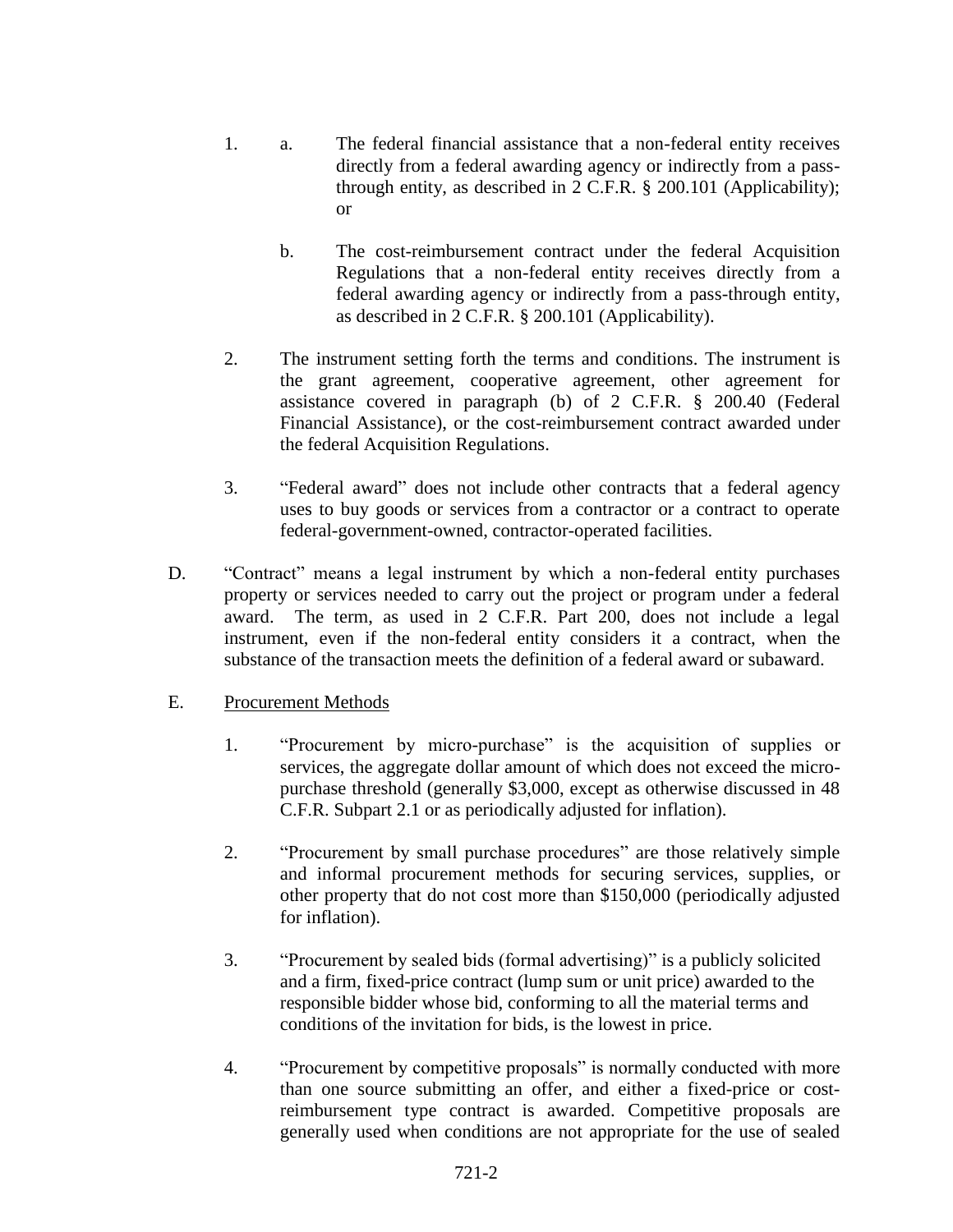1. a. The federal financial assistance that a non-federal entity receives directly from a federal awarding agency or indirectly from a pass-through entity, as described in 2 C.F.R. § 200.101 (Applicability); or

   b. The cost-reimbursement contract under the federal Acquisition Regulations that a non-federal entity receives directly from a federal awarding agency or indirectly from a pass-through entity, as described in 2 C.F.R. § 200.101 (Applicability).

2. The instrument setting forth the terms and conditions. The instrument is the grant agreement, cooperative agreement, other agreement for assistance covered in paragraph (b) of 2 C.F.R. § 200.40 (Federal Financial Assistance), or the cost-reimbursement contract awarded under the federal Acquisition Regulations.

3. "Federal award" does not include other contracts that a federal agency uses to buy goods or services from a contractor or a contract to operate federal-government-owned, contractor-operated facilities.

D. "Contract" means a legal instrument by which a non-federal entity purchases property or services needed to carry out the project or program under a federal award. The term, as used in 2 C.F.R. Part 200, does not include a legal instrument, even if the non-federal entity considers it a contract, when the substance of the transaction meets the definition of a federal award or subaward.

E. Procurement Methods

1. "Procurement by micro-purchase" is the acquisition of supplies or services, the aggregate dollar amount of which does not exceed the micro-purchase threshold (generally $3,000, except as otherwise discussed in 48 C.F.R. Subpart 2.1 or as periodically adjusted for inflation).

2. "Procurement by small purchase procedures" are those relatively simple and informal procurement methods for securing services, supplies, or other property that do not cost more than $150,000 (periodically adjusted for inflation).

3. "Procurement by sealed bids (formal advertising)" is a publicly solicited and a firm, fixed-price contract (lump sum or unit price) awarded to the responsible bidder whose bid, conforming to all the material terms and conditions of the invitation for bids, is the lowest in price.

4. "Procurement by competitive proposals" is normally conducted with more than one source submitting an offer, and either a fixed-price or cost-reimbursement type contract is awarded. Competitive proposals are generally used when conditions are not appropriate for the use of sealed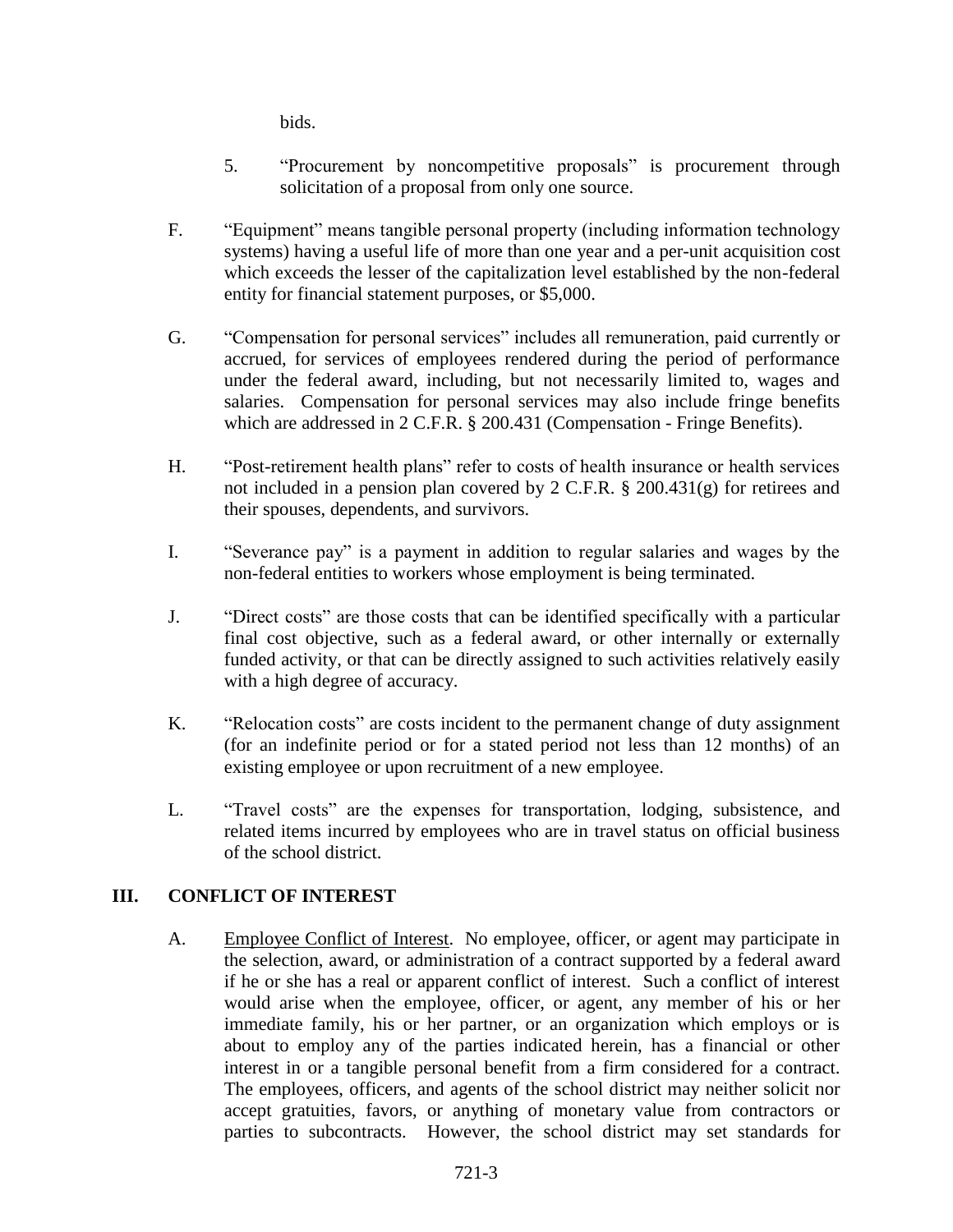bids.

5. "Procurement by noncompetitive proposals" is procurement through solicitation of a proposal from only one source.

F. "Equipment" means tangible personal property (including information technology systems) having a useful life of more than one year and a per-unit acquisition cost which exceeds the lesser of the capitalization level established by the non-federal entity for financial statement purposes, or $5,000.

G. "Compensation for personal services" includes all remuneration, paid currently or accrued, for services of employees rendered during the period of performance under the federal award, including, but not necessarily limited to, wages and salaries. Compensation for personal services may also include fringe benefits which are addressed in 2 C.F.R. § 200.431 (Compensation - Fringe Benefits).

H. "Post-retirement health plans" refer to costs of health insurance or health services not included in a pension plan covered by 2 C.F.R. § 200.431(g) for retirees and their spouses, dependents, and survivors.

I. "Severance pay" is a payment in addition to regular salaries and wages by the non-federal entities to workers whose employment is being terminated.

J. "Direct costs" are those costs that can be identified specifically with a particular final cost objective, such as a federal award, or other internally or externally funded activity, or that can be directly assigned to such activities relatively easily with a high degree of accuracy.

K. "Relocation costs" are costs incident to the permanent change of duty assignment (for an indefinite period or for a stated period not less than 12 months) of an existing employee or upon recruitment of a new employee.

L. "Travel costs" are the expenses for transportation, lodging, subsistence, and related items incurred by employees who are in travel status on official business of the school district.

## III. CONFLICT OF INTEREST

A. Employee Conflict of Interest. No employee, officer, or agent may participate in the selection, award, or administration of a contract supported by a federal award if he or she has a real or apparent conflict of interest. Such a conflict of interest would arise when the employee, officer, or agent, any member of his or her immediate family, his or her partner, or an organization which employs or is about to employ any of the parties indicated herein, has a financial or other interest in or a tangible personal benefit from a firm considered for a contract. The employees, officers, and agents of the school district may neither solicit nor accept gratuities, favors, or anything of monetary value from contractors or parties to subcontracts. However, the school district may set standards for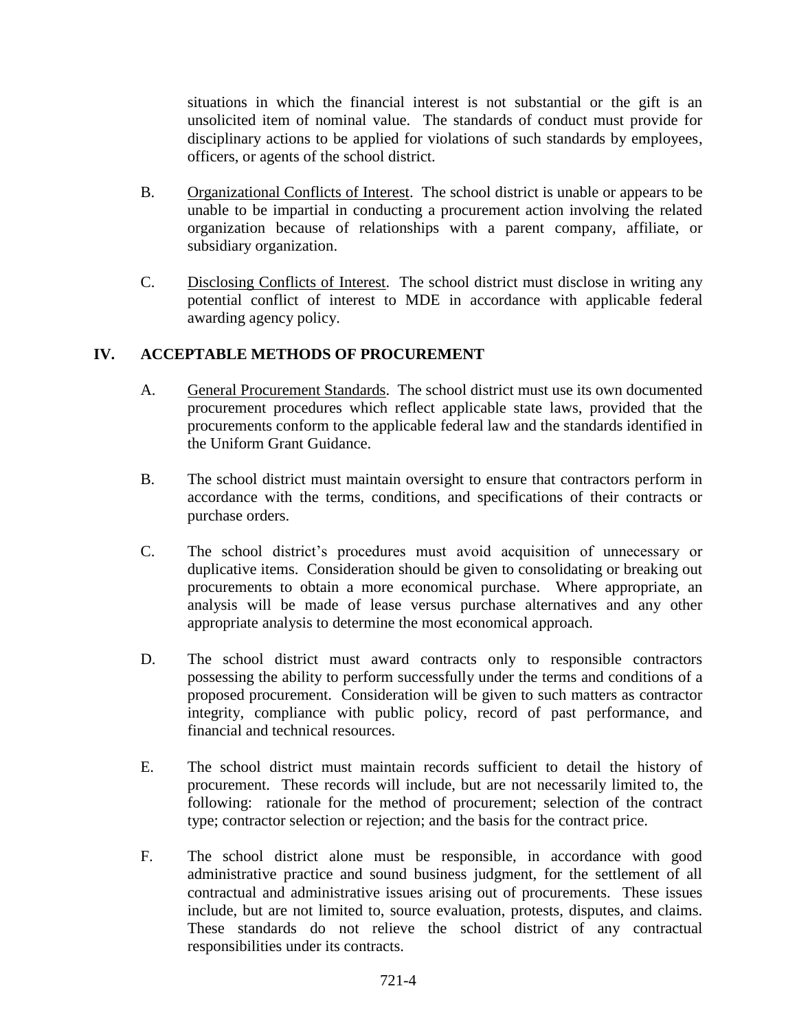situations in which the financial interest is not substantial or the gift is an unsolicited item of nominal value. The standards of conduct must provide for disciplinary actions to be applied for violations of such standards by employees, officers, or agents of the school district.

B. Organizational Conflicts of Interest. The school district is unable or appears to be unable to be impartial in conducting a procurement action involving the related organization because of relationships with a parent company, affiliate, or subsidiary organization.

C. Disclosing Conflicts of Interest. The school district must disclose in writing any potential conflict of interest to MDE in accordance with applicable federal awarding agency policy.

## IV. ACCEPTABLE METHODS OF PROCUREMENT

A. General Procurement Standards. The school district must use its own documented procurement procedures which reflect applicable state laws, provided that the procurements conform to the applicable federal law and the standards identified in the Uniform Grant Guidance.

B. The school district must maintain oversight to ensure that contractors perform in accordance with the terms, conditions, and specifications of their contracts or purchase orders.

C. The school district's procedures must avoid acquisition of unnecessary or duplicative items. Consideration should be given to consolidating or breaking out procurements to obtain a more economical purchase. Where appropriate, an analysis will be made of lease versus purchase alternatives and any other appropriate analysis to determine the most economical approach.

D. The school district must award contracts only to responsible contractors possessing the ability to perform successfully under the terms and conditions of a proposed procurement. Consideration will be given to such matters as contractor integrity, compliance with public policy, record of past performance, and financial and technical resources.

E. The school district must maintain records sufficient to detail the history of procurement. These records will include, but are not necessarily limited to, the following: rationale for the method of procurement; selection of the contract type; contractor selection or rejection; and the basis for the contract price.

F. The school district alone must be responsible, in accordance with good administrative practice and sound business judgment, for the settlement of all contractual and administrative issues arising out of procurements. These issues include, but are not limited to, source evaluation, protests, disputes, and claims. These standards do not relieve the school district of any contractual responsibilities under its contracts.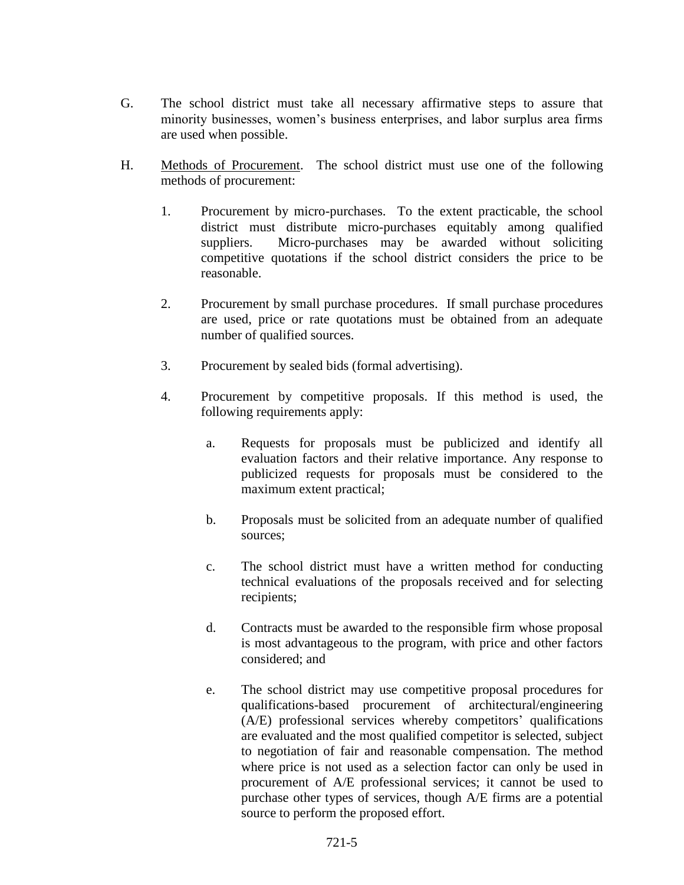G. The school district must take all necessary affirmative steps to assure that minority businesses, women's business enterprises, and labor surplus area firms are used when possible.

H. Methods of Procurement. The school district must use one of the following methods of procurement:

   1. Procurement by micro-purchases. To the extent practicable, the school district must distribute micro-purchases equitably among qualified suppliers. Micro-purchases may be awarded without soliciting competitive quotations if the school district considers the price to be reasonable.

   2. Procurement by small purchase procedures. If small purchase procedures are used, price or rate quotations must be obtained from an adequate number of qualified sources.

   3. Procurement by sealed bids (formal advertising).

   4. Procurement by competitive proposals. If this method is used, the following requirements apply:

      a. Requests for proposals must be publicized and identify all evaluation factors and their relative importance. Any response to publicized requests for proposals must be considered to the maximum extent practical;

      b. Proposals must be solicited from an adequate number of qualified sources;

      c. The school district must have a written method for conducting technical evaluations of the proposals received and for selecting recipients;

      d. Contracts must be awarded to the responsible firm whose proposal is most advantageous to the program, with price and other factors considered; and

      e. The school district may use competitive proposal procedures for qualifications-based procurement of architectural/engineering (A/E) professional services whereby competitors' qualifications are evaluated and the most qualified competitor is selected, subject to negotiation of fair and reasonable compensation. The method where price is not used as a selection factor can only be used in procurement of A/E professional services; it cannot be used to purchase other types of services, though A/E firms are a potential source to perform the proposed effort.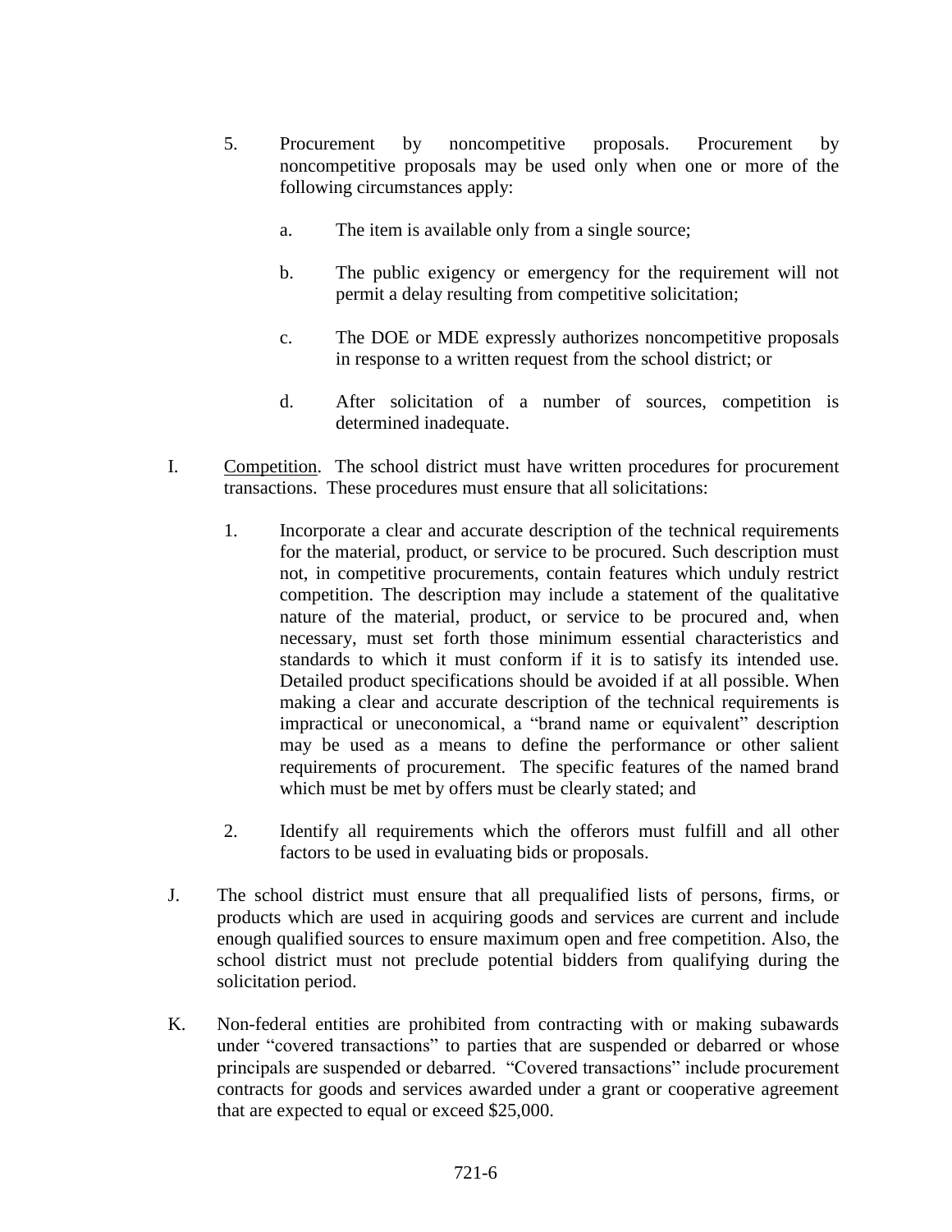5. Procurement by noncompetitive proposals. Procurement by noncompetitive proposals may be used only when one or more of the following circumstances apply:

   a. The item is available only from a single source;

   b. The public exigency or emergency for the requirement will not permit a delay resulting from competitive solicitation;

   c. The DOE or MDE expressly authorizes noncompetitive proposals in response to a written request from the school district; or

   d. After solicitation of a number of sources, competition is determined inadequate.

I. Competition. The school district must have written procedures for procurement transactions. These procedures must ensure that all solicitations:

   1. Incorporate a clear and accurate description of the technical requirements for the material, product, or service to be procured. Such description must not, in competitive procurements, contain features which unduly restrict competition. The description may include a statement of the qualitative nature of the material, product, or service to be procured and, when necessary, must set forth those minimum essential characteristics and standards to which it must conform if it is to satisfy its intended use. Detailed product specifications should be avoided if at all possible. When making a clear and accurate description of the technical requirements is impractical or uneconomical, a "brand name or equivalent" description may be used as a means to define the performance or other salient requirements of procurement. The specific features of the named brand which must be met by offers must be clearly stated; and

   2. Identify all requirements which the offerors must fulfill and all other factors to be used in evaluating bids or proposals.

J. The school district must ensure that all prequalified lists of persons, firms, or products which are used in acquiring goods and services are current and include enough qualified sources to ensure maximum open and free competition. Also, the school district must not preclude potential bidders from qualifying during the solicitation period.

K. Non-federal entities are prohibited from contracting with or making subawards under "covered transactions" to parties that are suspended or debarred or whose principals are suspended or debarred. "Covered transactions" include procurement contracts for goods and services awarded under a grant or cooperative agreement that are expected to equal or exceed $25,000.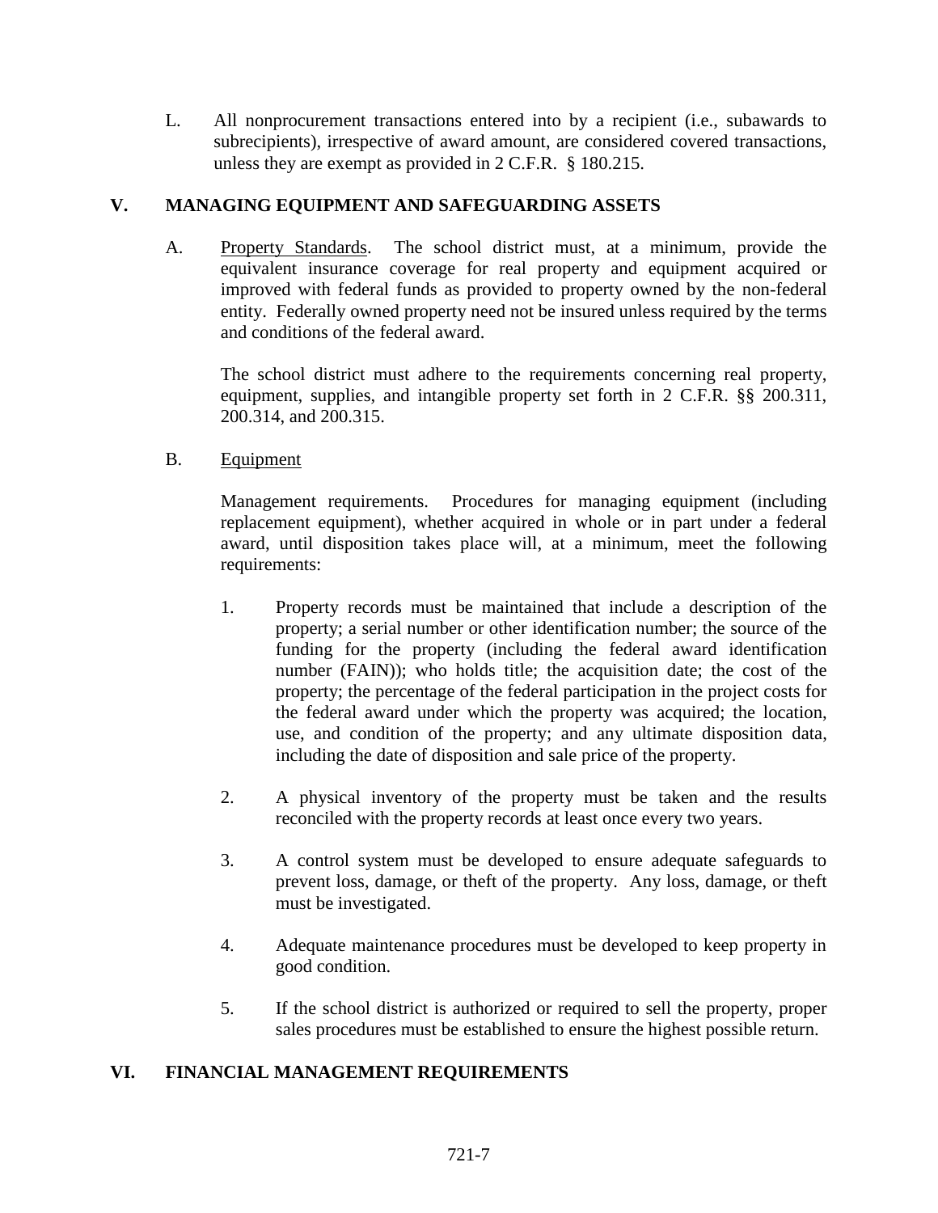L. All nonprocurement transactions entered into by a recipient (i.e., subawards to subrecipients), irrespective of award amount, are considered covered transactions, unless they are exempt as provided in 2 C.F.R. § 180.215.

## V. MANAGING EQUIPMENT AND SAFEGUARDING ASSETS

A. Property Standards. The school district must, at a minimum, provide the equivalent insurance coverage for real property and equipment acquired or improved with federal funds as provided to property owned by the non-federal entity. Federally owned property need not be insured unless required by the terms and conditions of the federal award.

The school district must adhere to the requirements concerning real property, equipment, supplies, and intangible property set forth in 2 C.F.R. §§ 200.311, 200.314, and 200.315.

B. Equipment

Management requirements. Procedures for managing equipment (including replacement equipment), whether acquired in whole or in part under a federal award, until disposition takes place will, at a minimum, meet the following requirements:

1. Property records must be maintained that include a description of the property; a serial number or other identification number; the source of the funding for the property (including the federal award identification number (FAIN)); who holds title; the acquisition date; the cost of the property; the percentage of the federal participation in the project costs for the federal award under which the property was acquired; the location, use, and condition of the property; and any ultimate disposition data, including the date of disposition and sale price of the property.

2. A physical inventory of the property must be taken and the results reconciled with the property records at least once every two years.

3. A control system must be developed to ensure adequate safeguards to prevent loss, damage, or theft of the property. Any loss, damage, or theft must be investigated.

4. Adequate maintenance procedures must be developed to keep property in good condition.

5. If the school district is authorized or required to sell the property, proper sales procedures must be established to ensure the highest possible return.

## VI. FINANCIAL MANAGEMENT REQUIREMENTS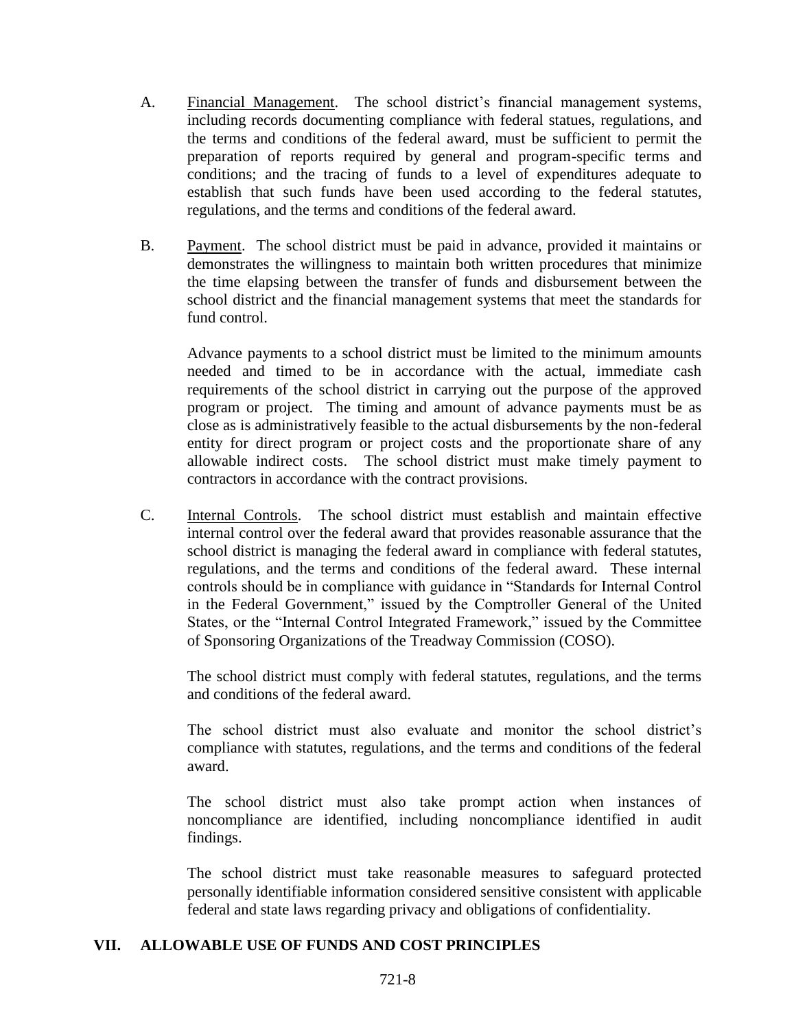A. Financial Management. The school district's financial management systems, including records documenting compliance with federal statues, regulations, and the terms and conditions of the federal award, must be sufficient to permit the preparation of reports required by general and program-specific terms and conditions; and the tracing of funds to a level of expenditures adequate to establish that such funds have been used according to the federal statutes, regulations, and the terms and conditions of the federal award.

B. Payment. The school district must be paid in advance, provided it maintains or demonstrates the willingness to maintain both written procedures that minimize the time elapsing between the transfer of funds and disbursement between the school district and the financial management systems that meet the standards for fund control.

   Advance payments to a school district must be limited to the minimum amounts needed and timed to be in accordance with the actual, immediate cash requirements of the school district in carrying out the purpose of the approved program or project. The timing and amount of advance payments must be as close as is administratively feasible to the actual disbursements by the non-federal entity for direct program or project costs and the proportionate share of any allowable indirect costs. The school district must make timely payment to contractors in accordance with the contract provisions.

C. Internal Controls. The school district must establish and maintain effective internal control over the federal award that provides reasonable assurance that the school district is managing the federal award in compliance with federal statutes, regulations, and the terms and conditions of the federal award. These internal controls should be in compliance with guidance in "Standards for Internal Control in the Federal Government," issued by the Comptroller General of the United States, or the "Internal Control Integrated Framework," issued by the Committee of Sponsoring Organizations of the Treadway Commission (COSO).

   The school district must comply with federal statutes, regulations, and the terms and conditions of the federal award.

   The school district must also evaluate and monitor the school district's compliance with statutes, regulations, and the terms and conditions of the federal award.

   The school district must also take prompt action when instances of noncompliance are identified, including noncompliance identified in audit findings.

   The school district must take reasonable measures to safeguard protected personally identifiable information considered sensitive consistent with applicable federal and state laws regarding privacy and obligations of confidentiality.

## VII. ALLOWABLE USE OF FUNDS AND COST PRINCIPLES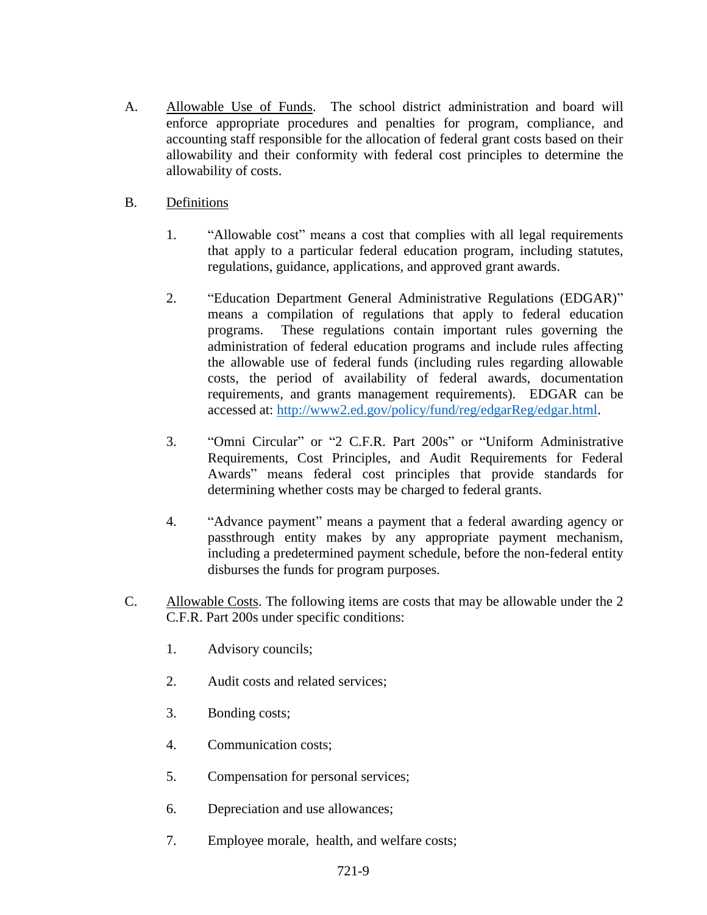A. <u>Allowable Use of Funds</u>. The school district administration and board will enforce appropriate procedures and penalties for program, compliance, and accounting staff responsible for the allocation of federal grant costs based on their allowability and their conformity with federal cost principles to determine the allowability of costs.

B. <u>Definitions</u>

1. "Allowable cost" means a cost that complies with all legal requirements that apply to a particular federal education program, including statutes, regulations, guidance, applications, and approved grant awards.

2. "Education Department General Administrative Regulations (EDGAR)" means a compilation of regulations that apply to federal education programs. These regulations contain important rules governing the administration of federal education programs and include rules affecting the allowable use of federal funds (including rules regarding allowable costs, the period of availability of federal awards, documentation requirements, and grants management requirements). EDGAR can be accessed at: [http://www2.ed.gov/policy/fund/reg/edgarReg/edgar.html](http://www2.ed.gov/policy/fund/reg/edgarReg/edgar.html).

3. "Omni Circular" or "2 C.F.R. Part 200s" or "Uniform Administrative Requirements, Cost Principles, and Audit Requirements for Federal Awards" means federal cost principles that provide standards for determining whether costs may be charged to federal grants.

4. "Advance payment" means a payment that a federal awarding agency or passthrough entity makes by any appropriate payment mechanism, including a predetermined payment schedule, before the non-federal entity disburses the funds for program purposes.

C. <u>Allowable Costs</u>. The following items are costs that may be allowable under the 2 C.F.R. Part 200s under specific conditions:

1. Advisory councils;

2. Audit costs and related services;

3. Bonding costs;

4. Communication costs;

5. Compensation for personal services;

6. Depreciation and use allowances;

7. Employee morale, health, and welfare costs;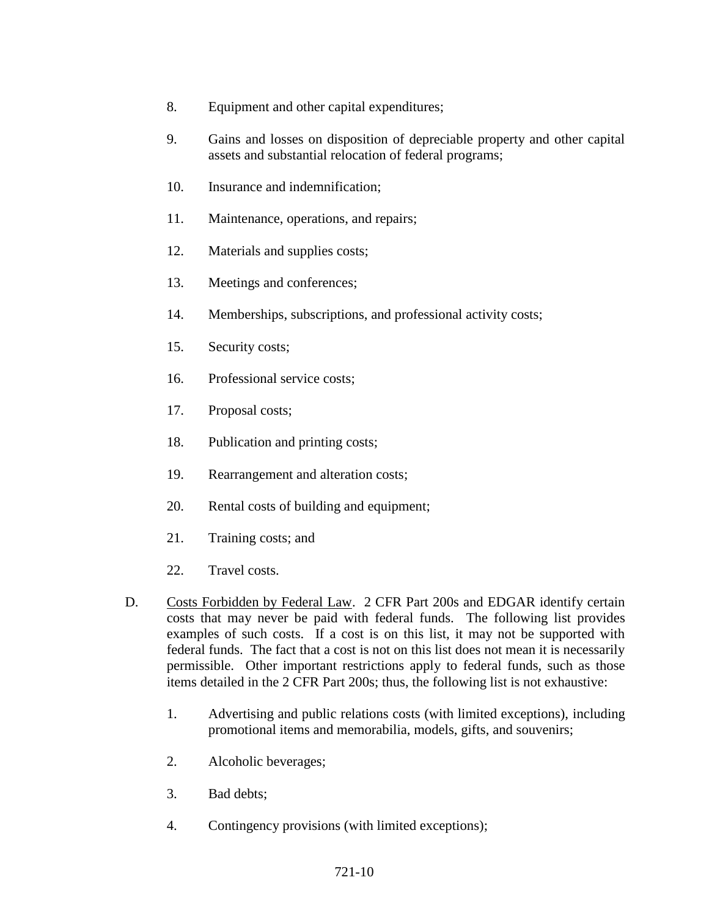8. Equipment and other capital expenditures;

9. Gains and losses on disposition of depreciable property and other capital assets and substantial relocation of federal programs;

10. Insurance and indemnification;

11. Maintenance, operations, and repairs;

12. Materials and supplies costs;

13. Meetings and conferences;

14. Memberships, subscriptions, and professional activity costs;

15. Security costs;

16. Professional service costs;

17. Proposal costs;

18. Publication and printing costs;

19. Rearrangement and alteration costs;

20. Rental costs of building and equipment;

21. Training costs; and

22. Travel costs.

D. Costs Forbidden by Federal Law. 2 CFR Part 200s and EDGAR identify certain costs that may never be paid with federal funds. The following list provides examples of such costs. If a cost is on this list, it may not be supported with federal funds. The fact that a cost is not on this list does not mean it is necessarily permissible. Other important restrictions apply to federal funds, such as those items detailed in the 2 CFR Part 200s; thus, the following list is not exhaustive:

1. Advertising and public relations costs (with limited exceptions), including promotional items and memorabilia, models, gifts, and souvenirs;

2. Alcoholic beverages;

3. Bad debts;

4. Contingency provisions (with limited exceptions);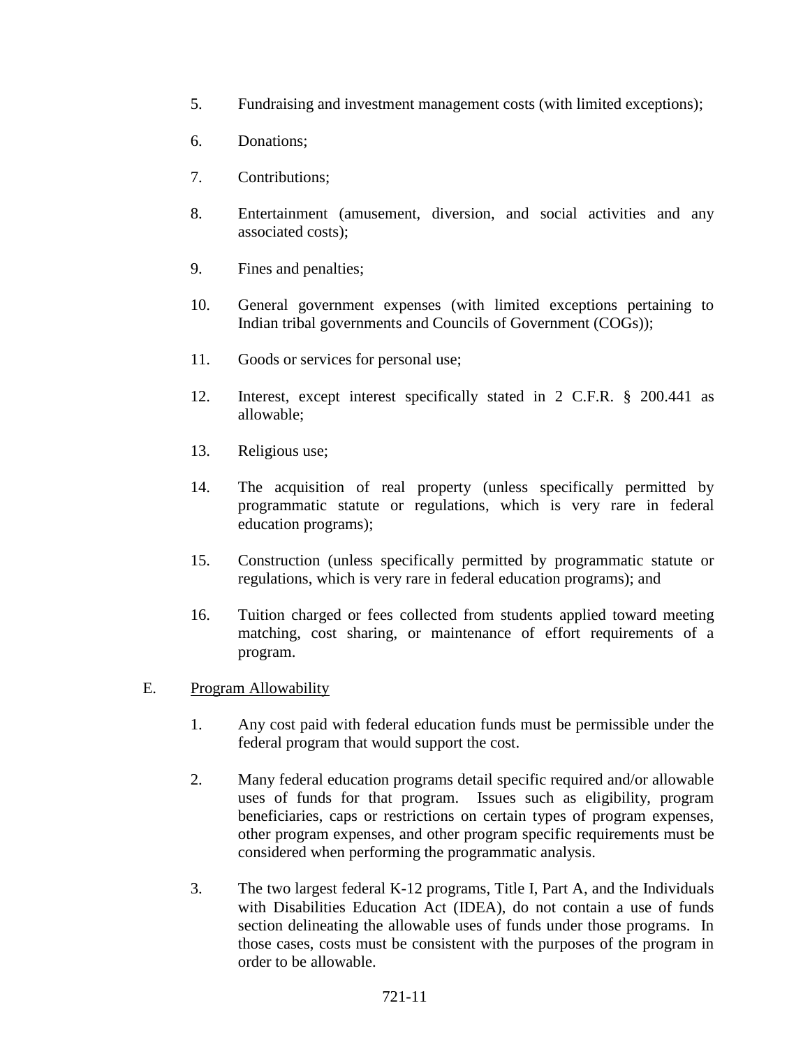5. Fundraising and investment management costs (with limited exceptions);

6. Donations;

7. Contributions;

8. Entertainment (amusement, diversion, and social activities and any associated costs);

9. Fines and penalties;

10. General government expenses (with limited exceptions pertaining to Indian tribal governments and Councils of Government (COGs));

11. Goods or services for personal use;

12. Interest, except interest specifically stated in 2 C.F.R. § 200.441 as allowable;

13. Religious use;

14. The acquisition of real property (unless specifically permitted by programmatic statute or regulations, which is very rare in federal education programs);

15. Construction (unless specifically permitted by programmatic statute or regulations, which is very rare in federal education programs); and

16. Tuition charged or fees collected from students applied toward meeting matching, cost sharing, or maintenance of effort requirements of a program.

E. <u>Program Allowability</u>

1. Any cost paid with federal education funds must be permissible under the federal program that would support the cost.

2. Many federal education programs detail specific required and/or allowable uses of funds for that program. Issues such as eligibility, program beneficiaries, caps or restrictions on certain types of program expenses, other program expenses, and other program specific requirements must be considered when performing the programmatic analysis.

3. The two largest federal K-12 programs, Title I, Part A, and the Individuals with Disabilities Education Act (IDEA), do not contain a use of funds section delineating the allowable uses of funds under those programs. In those cases, costs must be consistent with the purposes of the program in order to be allowable.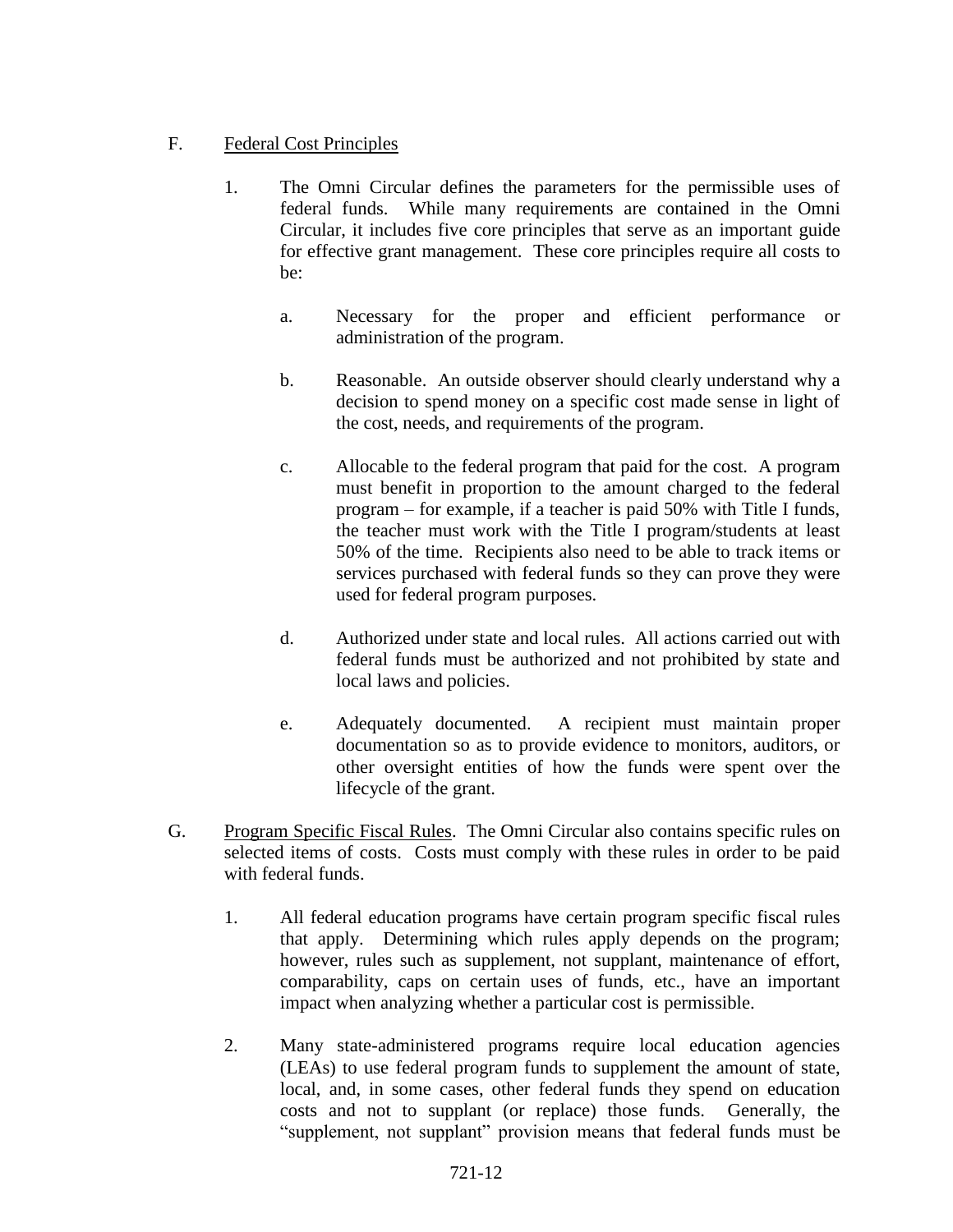F. <u>Federal Cost Principles</u>

1. The Omni Circular defines the parameters for the permissible uses of federal funds. While many requirements are contained in the Omni Circular, it includes five core principles that serve as an important guide for effective grant management. These core principles require all costs to be:

   a. Necessary for the proper and efficient performance or administration of the program.

   b. Reasonable. An outside observer should clearly understand why a decision to spend money on a specific cost made sense in light of the cost, needs, and requirements of the program.

   c. Allocable to the federal program that paid for the cost. A program must benefit in proportion to the amount charged to the federal program – for example, if a teacher is paid 50% with Title I funds, the teacher must work with the Title I program/students at least 50% of the time. Recipients also need to be able to track items or services purchased with federal funds so they can prove they were used for federal program purposes.

   d. Authorized under state and local rules. All actions carried out with federal funds must be authorized and not prohibited by state and local laws and policies.

   e. Adequately documented. A recipient must maintain proper documentation so as to provide evidence to monitors, auditors, or other oversight entities of how the funds were spent over the lifecycle of the grant.

G. <u>Program Specific Fiscal Rules</u>. The Omni Circular also contains specific rules on selected items of costs. Costs must comply with these rules in order to be paid with federal funds.

1. All federal education programs have certain program specific fiscal rules that apply. Determining which rules apply depends on the program; however, rules such as supplement, not supplant, maintenance of effort, comparability, caps on certain uses of funds, etc., have an important impact when analyzing whether a particular cost is permissible.

2. Many state-administered programs require local education agencies (LEAs) to use federal program funds to supplement the amount of state, local, and, in some cases, other federal funds they spend on education costs and not to supplant (or replace) those funds. Generally, the "supplement, not supplant" provision means that federal funds must be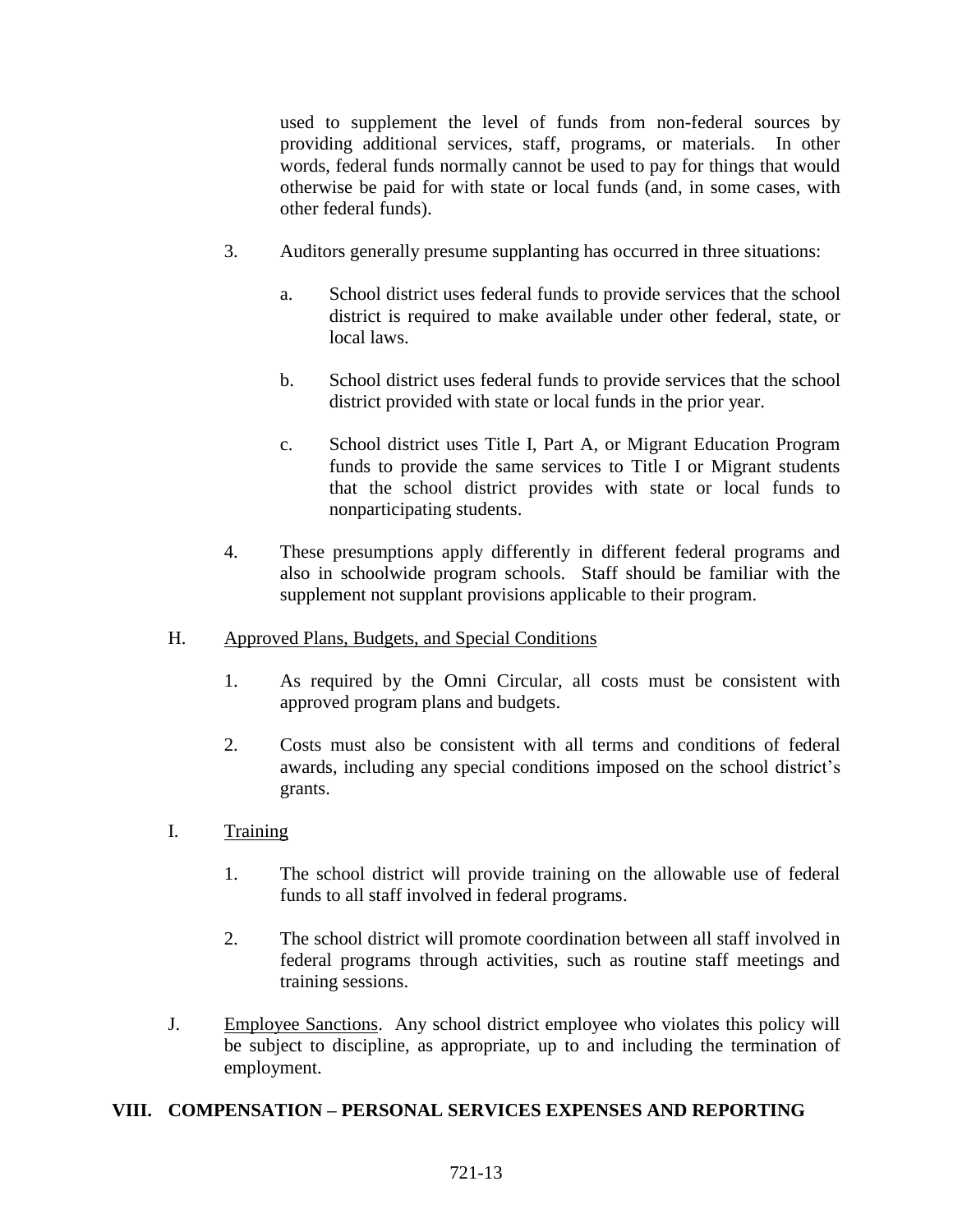used to supplement the level of funds from non-federal sources by providing additional services, staff, programs, or materials. In other words, federal funds normally cannot be used to pay for things that would otherwise be paid for with state or local funds (and, in some cases, with other federal funds).

3. Auditors generally presume supplanting has occurred in three situations:

   a. School district uses federal funds to provide services that the school district is required to make available under other federal, state, or local laws.

   b. School district uses federal funds to provide services that the school district provided with state or local funds in the prior year.

   c. School district uses Title I, Part A, or Migrant Education Program funds to provide the same services to Title I or Migrant students that the school district provides with state or local funds to nonparticipating students.

4. These presumptions apply differently in different federal programs and also in schoolwide program schools. Staff should be familiar with the supplement not supplant provisions applicable to their program.

H. Approved Plans, Budgets, and Special Conditions

1. As required by the Omni Circular, all costs must be consistent with approved program plans and budgets.

2. Costs must also be consistent with all terms and conditions of federal awards, including any special conditions imposed on the school district's grants.

I. Training

1. The school district will provide training on the allowable use of federal funds to all staff involved in federal programs.

2. The school district will promote coordination between all staff involved in federal programs through activities, such as routine staff meetings and training sessions.

J. Employee Sanctions. Any school district employee who violates this policy will be subject to discipline, as appropriate, up to and including the termination of employment.

## VIII. COMPENSATION – PERSONAL SERVICES EXPENSES AND REPORTING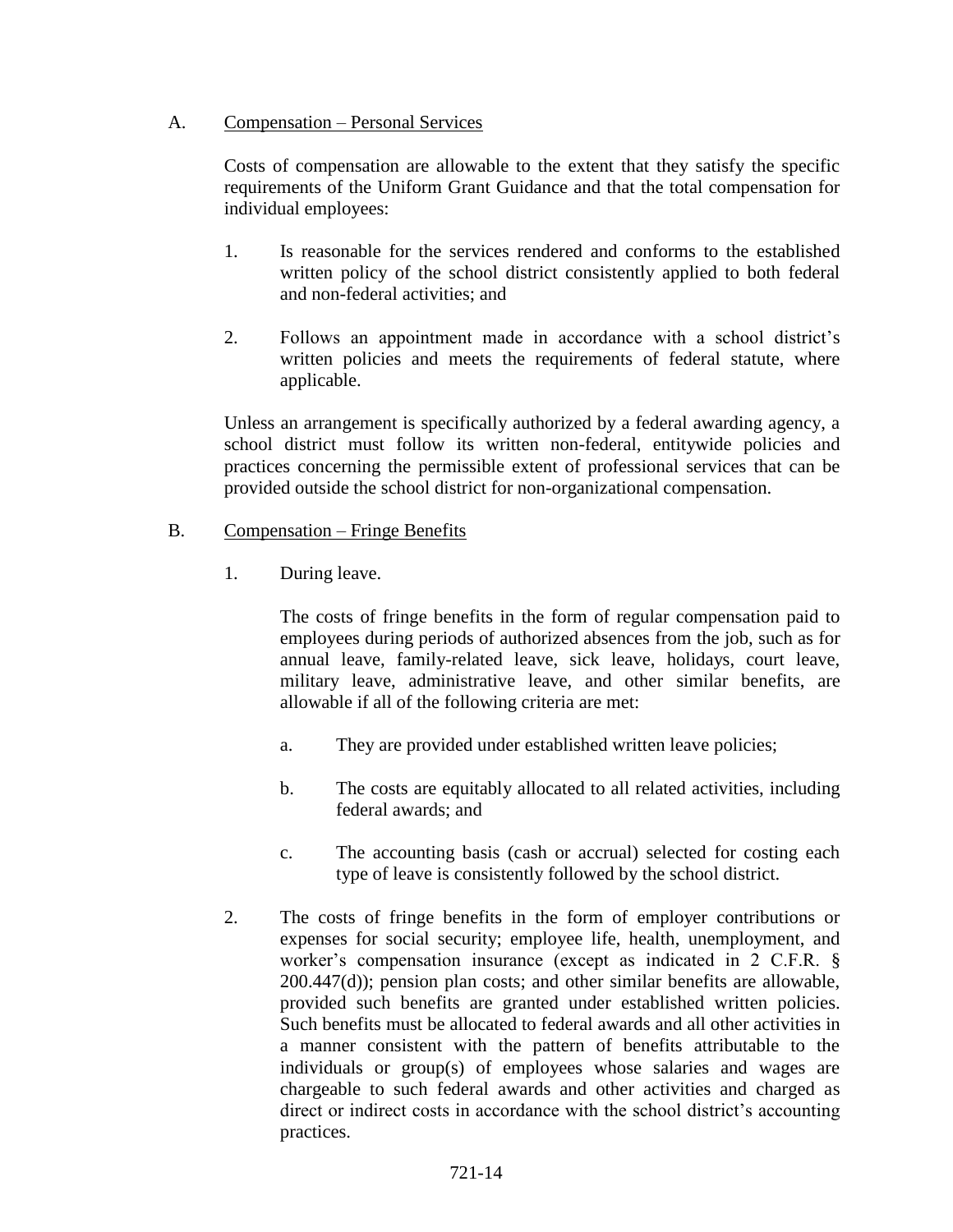A. Compensation – Personal Services

Costs of compensation are allowable to the extent that they satisfy the specific requirements of the Uniform Grant Guidance and that the total compensation for individual employees:

1. Is reasonable for the services rendered and conforms to the established written policy of the school district consistently applied to both federal and non-federal activities; and

2. Follows an appointment made in accordance with a school district's written policies and meets the requirements of federal statute, where applicable.

Unless an arrangement is specifically authorized by a federal awarding agency, a school district must follow its written non-federal, entitywide policies and practices concerning the permissible extent of professional services that can be provided outside the school district for non-organizational compensation.

B. Compensation – Fringe Benefits

1. During leave.

   The costs of fringe benefits in the form of regular compensation paid to employees during periods of authorized absences from the job, such as for annual leave, family-related leave, sick leave, holidays, court leave, military leave, administrative leave, and other similar benefits, are allowable if all of the following criteria are met:

   a. They are provided under established written leave policies;

   b. The costs are equitably allocated to all related activities, including federal awards; and

   c. The accounting basis (cash or accrual) selected for costing each type of leave is consistently followed by the school district.

2. The costs of fringe benefits in the form of employer contributions or expenses for social security; employee life, health, unemployment, and worker's compensation insurance (except as indicated in 2 C.F.R. § 200.447(d)); pension plan costs; and other similar benefits are allowable, provided such benefits are granted under established written policies. Such benefits must be allocated to federal awards and all other activities in a manner consistent with the pattern of benefits attributable to the individuals or group(s) of employees whose salaries and wages are chargeable to such federal awards and other activities and charged as direct or indirect costs in accordance with the school district's accounting practices.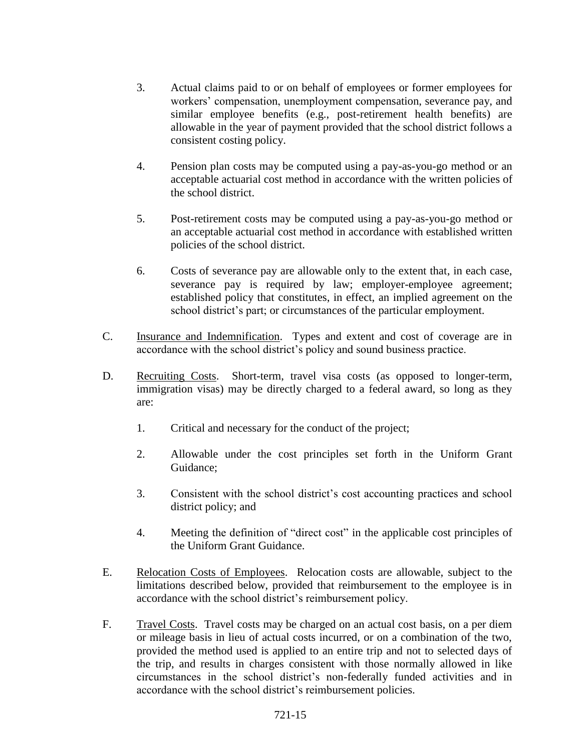3. Actual claims paid to or on behalf of employees or former employees for workers' compensation, unemployment compensation, severance pay, and similar employee benefits (e.g., post-retirement health benefits) are allowable in the year of payment provided that the school district follows a consistent costing policy.

4. Pension plan costs may be computed using a pay-as-you-go method or an acceptable actuarial cost method in accordance with the written policies of the school district.

5. Post-retirement costs may be computed using a pay-as-you-go method or an acceptable actuarial cost method in accordance with established written policies of the school district.

6. Costs of severance pay are allowable only to the extent that, in each case, severance pay is required by law; employer-employee agreement; established policy that constitutes, in effect, an implied agreement on the school district's part; or circumstances of the particular employment.

C. Insurance and Indemnification. Types and extent and cost of coverage are in accordance with the school district's policy and sound business practice.

D. Recruiting Costs. Short-term, travel visa costs (as opposed to longer-term, immigration visas) may be directly charged to a federal award, so long as they are:

   1. Critical and necessary for the conduct of the project;

   2. Allowable under the cost principles set forth in the Uniform Grant Guidance;

   3. Consistent with the school district's cost accounting practices and school district policy; and

   4. Meeting the definition of "direct cost" in the applicable cost principles of the Uniform Grant Guidance.

E. Relocation Costs of Employees. Relocation costs are allowable, subject to the limitations described below, provided that reimbursement to the employee is in accordance with the school district's reimbursement policy.

F. Travel Costs. Travel costs may be charged on an actual cost basis, on a per diem or mileage basis in lieu of actual costs incurred, or on a combination of the two, provided the method used is applied to an entire trip and not to selected days of the trip, and results in charges consistent with those normally allowed in like circumstances in the school district's non-federally funded activities and in accordance with the school district's reimbursement policies.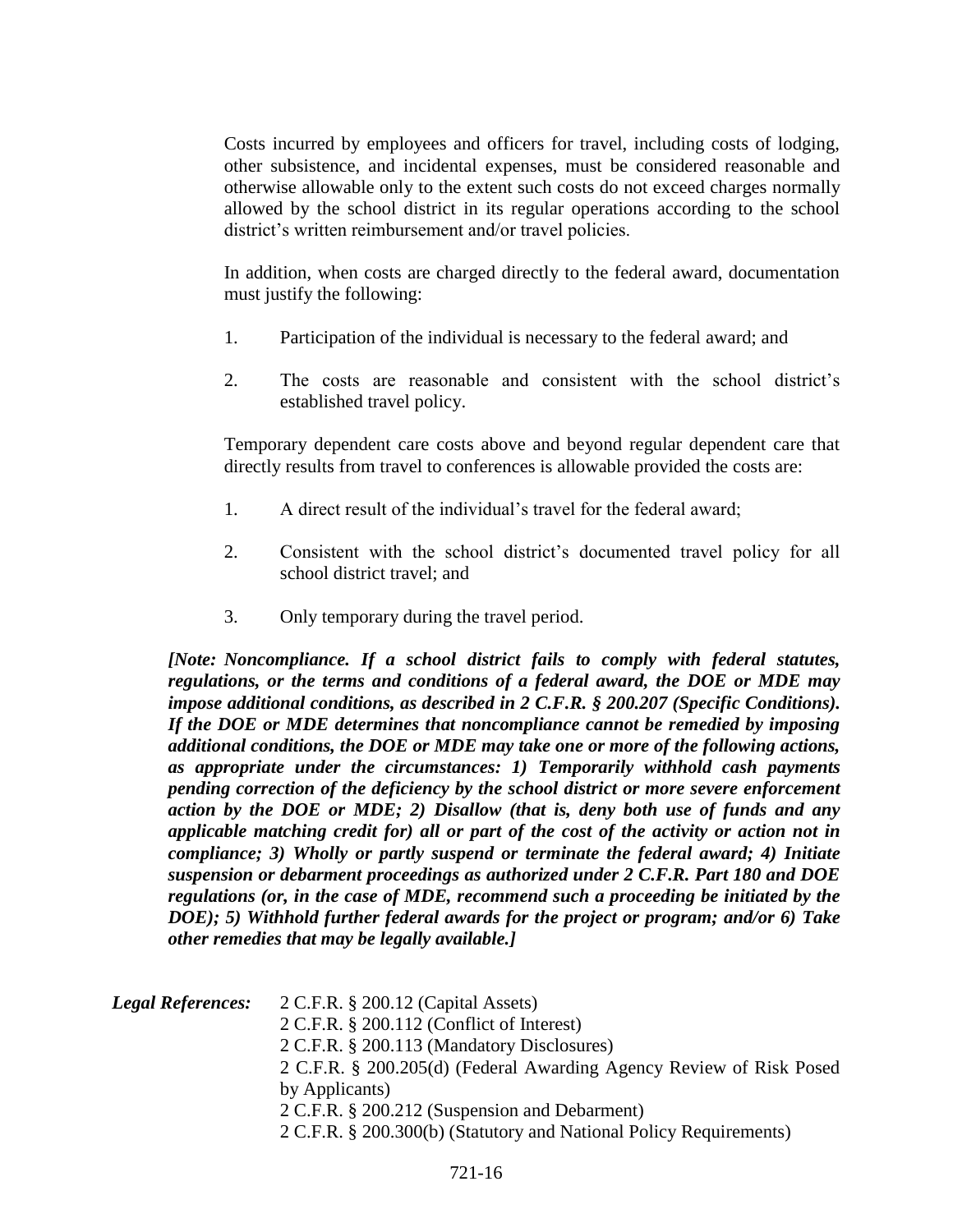Costs incurred by employees and officers for travel, including costs of lodging, other subsistence, and incidental expenses, must be considered reasonable and otherwise allowable only to the extent such costs do not exceed charges normally allowed by the school district in its regular operations according to the school district's written reimbursement and/or travel policies.

In addition, when costs are charged directly to the federal award, documentation must justify the following:

1. Participation of the individual is necessary to the federal award; and

2. The costs are reasonable and consistent with the school district's established travel policy.

Temporary dependent care costs above and beyond regular dependent care that directly results from travel to conferences is allowable provided the costs are:

1. A direct result of the individual's travel for the federal award;

2. Consistent with the school district's documented travel policy for all school district travel; and

3. Only temporary during the travel period.

***[Note: Noncompliance. If a school district fails to comply with federal statutes, regulations, or the terms and conditions of a federal award, the DOE or MDE may impose additional conditions, as described in 2 C.F.R. § 200.207 (Specific Conditions). If the DOE or MDE determines that noncompliance cannot be remedied by imposing additional conditions, the DOE or MDE may take one or more of the following actions, as appropriate under the circumstances: 1) Temporarily withhold cash payments pending correction of the deficiency by the school district or more severe enforcement action by the DOE or MDE; 2) Disallow (that is, deny both use of funds and any applicable matching credit for) all or part of the cost of the activity or action not in compliance; 3) Wholly or partly suspend or terminate the federal award; 4) Initiate suspension or debarment proceedings as authorized under 2 C.F.R. Part 180 and DOE regulations (or, in the case of MDE, recommend such a proceeding be initiated by the DOE); 5) Withhold further federal awards for the project or program; and/or 6) Take other remedies that may be legally available.]***

***Legal References:*** 2 C.F.R. § 200.12 (Capital Assets)
2 C.F.R. § 200.112 (Conflict of Interest)
2 C.F.R. § 200.113 (Mandatory Disclosures)
2 C.F.R. § 200.205(d) (Federal Awarding Agency Review of Risk Posed by Applicants)
2 C.F.R. § 200.212 (Suspension and Debarment)
2 C.F.R. § 200.300(b) (Statutory and National Policy Requirements)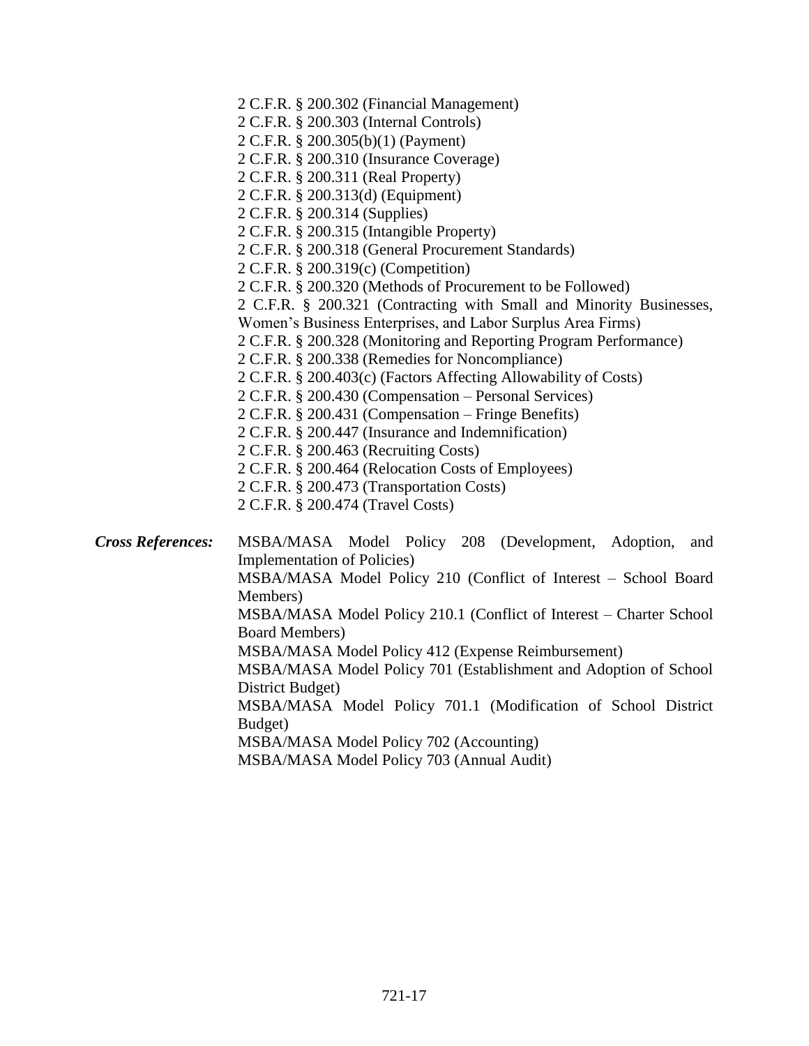2 C.F.R. § 200.302 (Financial Management)
2 C.F.R. § 200.303 (Internal Controls)
2 C.F.R. § 200.305(b)(1) (Payment)
2 C.F.R. § 200.310 (Insurance Coverage)
2 C.F.R. § 200.311 (Real Property)
2 C.F.R. § 200.313(d) (Equipment)
2 C.F.R. § 200.314 (Supplies)
2 C.F.R. § 200.315 (Intangible Property)
2 C.F.R. § 200.318 (General Procurement Standards)
2 C.F.R. § 200.319(c) (Competition)
2 C.F.R. § 200.320 (Methods of Procurement to be Followed)
2 C.F.R. § 200.321 (Contracting with Small and Minority Businesses, Women's Business Enterprises, and Labor Surplus Area Firms)
2 C.F.R. § 200.328 (Monitoring and Reporting Program Performance)
2 C.F.R. § 200.338 (Remedies for Noncompliance)
2 C.F.R. § 200.403(c) (Factors Affecting Allowability of Costs)
2 C.F.R. § 200.430 (Compensation – Personal Services)
2 C.F.R. § 200.431 (Compensation – Fringe Benefits)
2 C.F.R. § 200.447 (Insurance and Indemnification)
2 C.F.R. § 200.463 (Recruiting Costs)
2 C.F.R. § 200.464 (Relocation Costs of Employees)
2 C.F.R. § 200.473 (Transportation Costs)
2 C.F.R. § 200.474 (Travel Costs)

***Cross References:*** MSBA/MASA Model Policy 208 (Development, Adoption, and Implementation of Policies)
MSBA/MASA Model Policy 210 (Conflict of Interest – School Board Members)
MSBA/MASA Model Policy 210.1 (Conflict of Interest – Charter School Board Members)
MSBA/MASA Model Policy 412 (Expense Reimbursement)
MSBA/MASA Model Policy 701 (Establishment and Adoption of School District Budget)
MSBA/MASA Model Policy 701.1 (Modification of School District Budget)
MSBA/MASA Model Policy 702 (Accounting)
MSBA/MASA Model Policy 703 (Annual Audit)